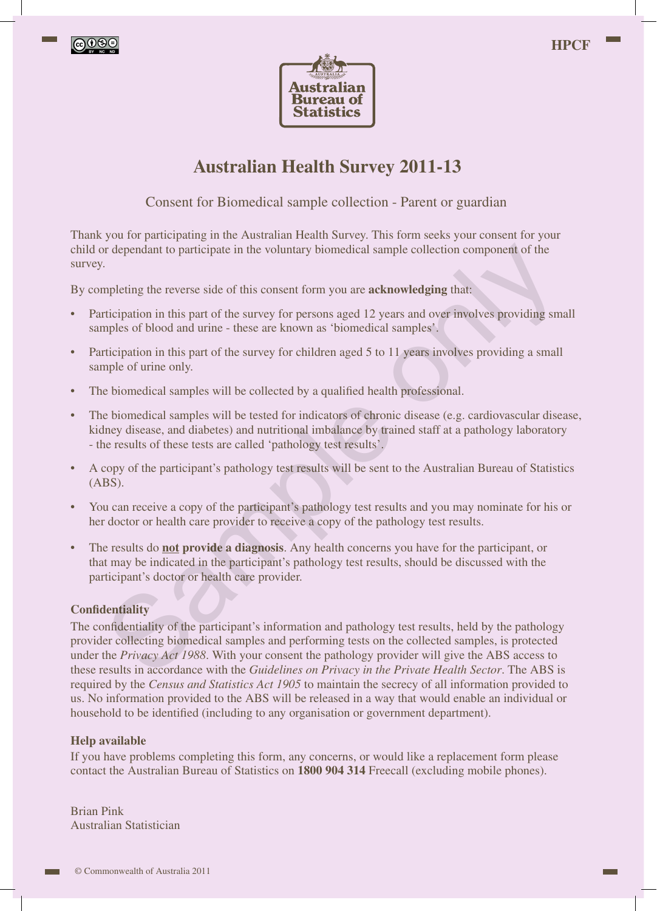HPCF

Australian Bureau of Statistics

# Australian Health Survey 2011-13

## Consent for Biomedical sample collection - Parent or guardian

Thank you for participating in the Australian Health Survey. This form seeks your consent for your child or dependant to participate in the voluntary biomedical sample collection component of the survey.

By completing the reverse side of this consent form you are **acknowledging** that:

- Participation in this part of the survey for persons aged 12 years and over involves providing small samples of blood and urine - these are known as 'biomedical samples'.
- Participation in this part of the survey for children aged 5 to 11 years involves providing a small sample of urine only.
- The biomedical samples will be collected by a qualified health professional.
- The biomedical samples will be tested for indicators of chronic disease (e.g. cardiovascular disease, kidney disease, and diabetes) and nutritional imbalance by trained staff at a pathology laboratory - the results of these tests are called 'pathology test results'.
- A copy of the participant's pathology test results will be sent to the Australian Bureau of Statistics (ABS).
- You can receive a copy of the participant's pathology test results and you may nominate for his or her doctor or health care provider to receive a copy of the pathology test results.
- The results do **not provide a diagnosis**. Any health concerns you have for the participant, or that may be indicated in the participant's pathology test results, should be discussed with the participant's doctor or health care provider.

### Confidentiality

The confidentiality of the participant's information and pathology test results, held by the pathology provider collecting biomedical samples and performing tests on the collected samples, is protected under the *Privacy Act 1988*. With your consent the pathology provider will give the ABS access to these results in accordance with the *Guidelines on Privacy in the Private Health Sector*. The ABS is required by the *Census and Statistics Act 1905* to maintain the secrecy of all information provided to us. No information provided to the ABS will be released in a way that would enable an individual or household to be identified (including to any organisation or government department).

### Help available

If you have problems completing this form, any concerns, or would like a replacement form please contact the Australian Bureau of Statistics on **1800 904 314** Freecall (excluding mobile phones).

Brian Pink
Australian Statistician

© Commonwealth of Australia 2011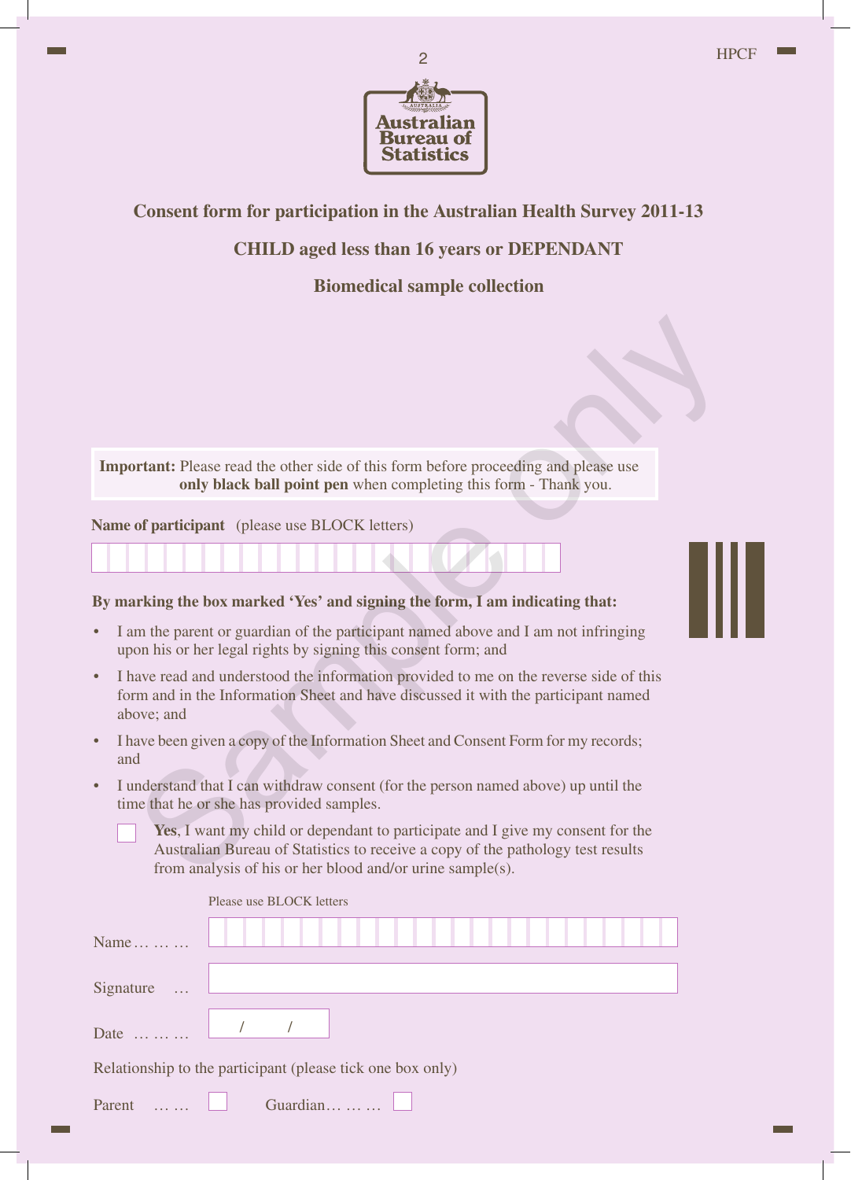Australian Bureau of Statistics

## Consent form for participation in the Australian Health Survey 2011-13

### CHILD aged less than 16 years or DEPENDANT

### Biomedical sample collection

**Important:** Please read the other side of this form before proceeding and please use **only black ball point pen** when completing this form - Thank you.

**Name of participant** (please use BLOCK letters)

**By marking the box marked 'Yes' and signing the form, I am indicating that:**

- I am the parent or guardian of the participant named above and I am not infringing upon his or her legal rights by signing this consent form; and
- I have read and understood the information provided to me on the reverse side of this form and in the Information Sheet and have discussed it with the participant named above; and
- I have been given a copy of the Information Sheet and Consent Form for my records; and
- I understand that I can withdraw consent (for the person named above) up until the time that he or she has provided samples.

☐ **Yes**, I want my child or dependant to participate and I give my consent for the Australian Bureau of Statistics to receive a copy of the pathology test results from analysis of his or her blood and/or urine sample(s).

Please use BLOCK letters

Name … … …

Signature …

Date … … … / /

Relationship to the participant (please tick one box only)

Parent … … ☐ Guardian… … … ☐

Sample only